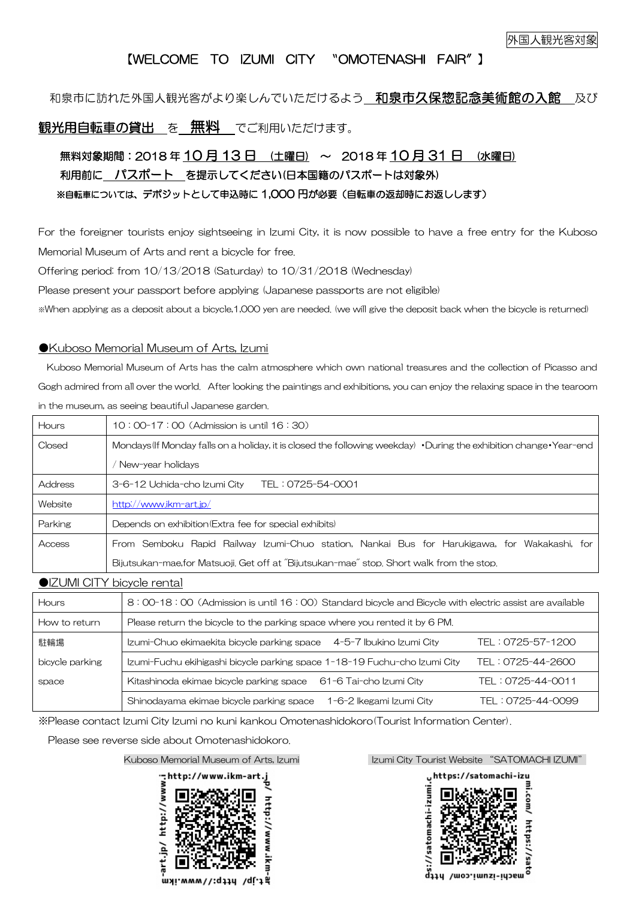外国人観光客対象

# 【WELCOME TO IZUMI CITY "OMOTENASHI FAIR"】

和泉市に訪れた外国人観光客がより楽しんでいただけるよう **和泉市久保惣記念美術館の入館** 及び **観光用自転車の貸出** を **無料** でご利用いただけます。

**無料対象期間：2018 年 10 月 13 日 (土曜日) ～ 2018 年 10 月 31 日 (水曜日)**

**利用前に パスポート を提示してください(日本国籍のパスポートは対象外)**

**※自転車については、デポジットとして申込時に 1,000 円が必要（自転車の返却時にお返しします）**

For the foreigner tourists enjoy sightseeing in Izumi City, it is now possible to have a free entry for the Kuboso Memorial Museum of Arts and rent a bicycle for free.

Offering period: from 10/13/2018 (Saturday) to 10/31/2018 (Wednesday)

Please present your passport before applying (Japanese passports are not eligible)

※When applying as a deposit about a bicycle,1,000 yen are needed. (we will give the deposit back when the bicycle is returned)

## ●Kuboso Memorial Museum of Arts, Izumi

Kuboso Memorial Museum of Arts has the calm atmosphere which own national treasures and the collection of Picasso and Gogh admired from all over the world. After looking the paintings and exhibitions, you can enjoy the relaxing space in the tearoom in the museum, as seeing beautiful Japanese garden.

| | |
|---|---|
| Hours | 10：00-17：00 (Admission is until 16：30) |
| Closed | Mondays(If Monday falls on a holiday, it is closed the following weekday) •During the exhibition change•Year-end / New-year holidays |
| Address | 3-6-12 Uchida-cho Izumi City　　TEL：0725-54-0001 |
| Website | http://www.ikm-art.jp/ |
| Parking | Depends on exhibition(Extra fee for special exhibits) |
| Access | From Semboku Rapid Railway Izumi-Chuo station, Nankai Bus for Harukigawa, for Wakakashi, for Bijutsukan-mae,for Matsuoji. Get off at "Bijutsukan-mae" stop. Short walk from the stop. |

## ●IZUMI CITY bicycle rental

| | | |
|---|---|---|
| Hours | 8：00-18：00 (Admission is until 16：00) Standard bicycle and Bicycle with electric assist are available | |
| How to return | Please return the bicycle to the parking space where you rented it by 6 PM. | |
| 駐輪場 bicycle parking space | Izumi-Chuo ekimaekita bicycle parking space　4-5-7 Ibukino Izumi City | TEL：0725-57-1200 |
| | Izumi-Fuchu ekihigashi bicycle parking space 1-18-19 Fuchu-cho Izumi City | TEL：0725-44-2600 |
| | Kitashinoda ekimae bicycle parking space　61-6 Tai-cho Izumi City | TEL：0725-44-0011 |
| | Shinodayama ekimae bicycle parking space　1-6-2 Ikegami Izumi City | TEL：0725-44-0099 |

※Please contact Izumi City Izumi no kuni kankou Omotenashidokoro(Tourist Information Center).

Please see reverse side about Omotenashidokoro.

Kuboso Memorial Museum of Arts, Izumi

http://www.ikm-art.jp/

Izumi City Tourist Website "SATOMACHI IZUMI"

https://satomachi-izumi.com/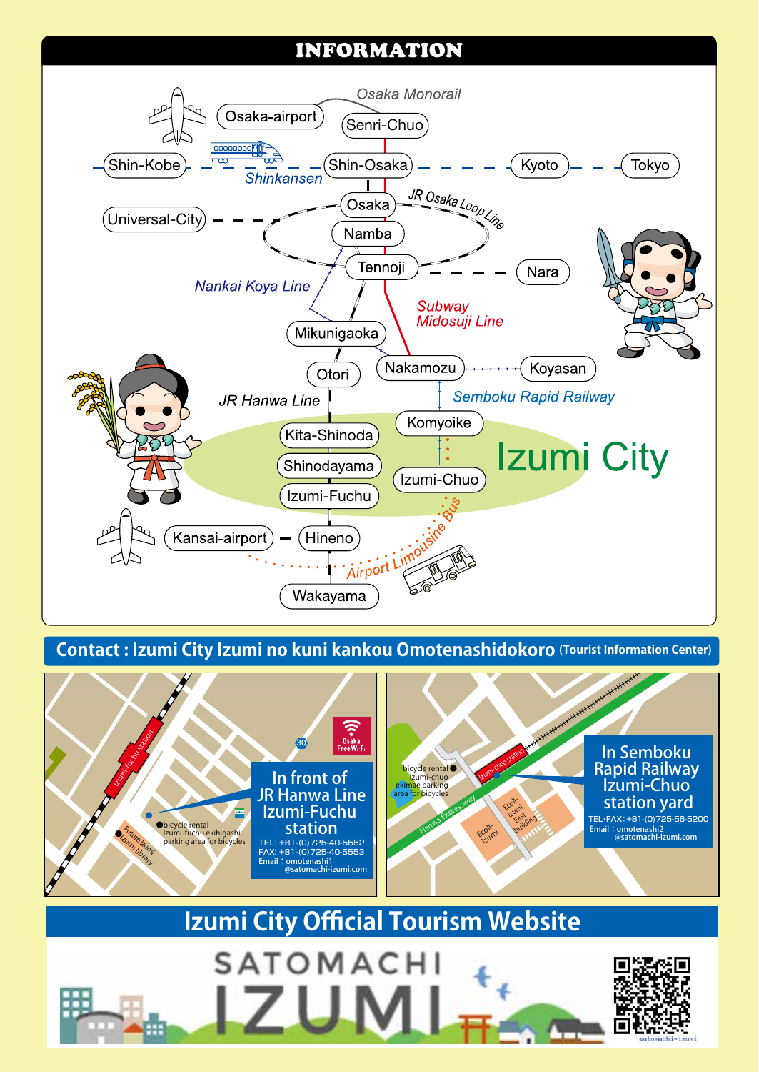# INFORMATION

Osaka Monorail

Osaka-airport

Senri-Chuo

Shin-Kobe

Shinkansen

Shin-Osaka

Kyoto

Tokyo

Osaka

JR Osaka Loop Line

Universal-City

Namba

Tennoji

Nara

Nankai Koya Line

Subway Midosuji Line

Mikunigaoka

Otori

Nakamozu

Koyasan

JR Hanwa Line

Semboku Rapid Railway

Kita-Shinoda

Komyoike

Shinodayama

Izumi-Chuo

Izumi City

Izumi-Fuchu

Kansai-airport

Hineno

Airport Limousine Bus

Wakayama

## Contact : Izumi City Izumi no kuni kankou Omotenashidokoro (Tourist Information Center)

Izumi-fuchu station

30

Osaka Free Wi-Fi

bicycle rental Izumi-fuchu ekihigashi parking area for bicycles

Future Izumi Izumi library

### In front of JR Hanwa Line Izumi-Fuchu station

TEL: +81-(0)725-40-5552
FAX: +81-(0)725-40-5553
Email：omotenashi1@satomachi-izumi.com

bicycle rental Izumi-chuo ekimae parking area for bicycles

Hanwa Expressway

Izumi-chuo station

Ecoll-Izumi

Ecoll-Izumi East building

### In Semboku Rapid Railway Izumi-Chuo station yard

TEL･FAX: +81-(0)725-56-5200
Email：omotenashi2@satomachi-izumi.com

## Izumi City Official Tourism Website

SATOMACHI IZUMI

satomachi-izumi